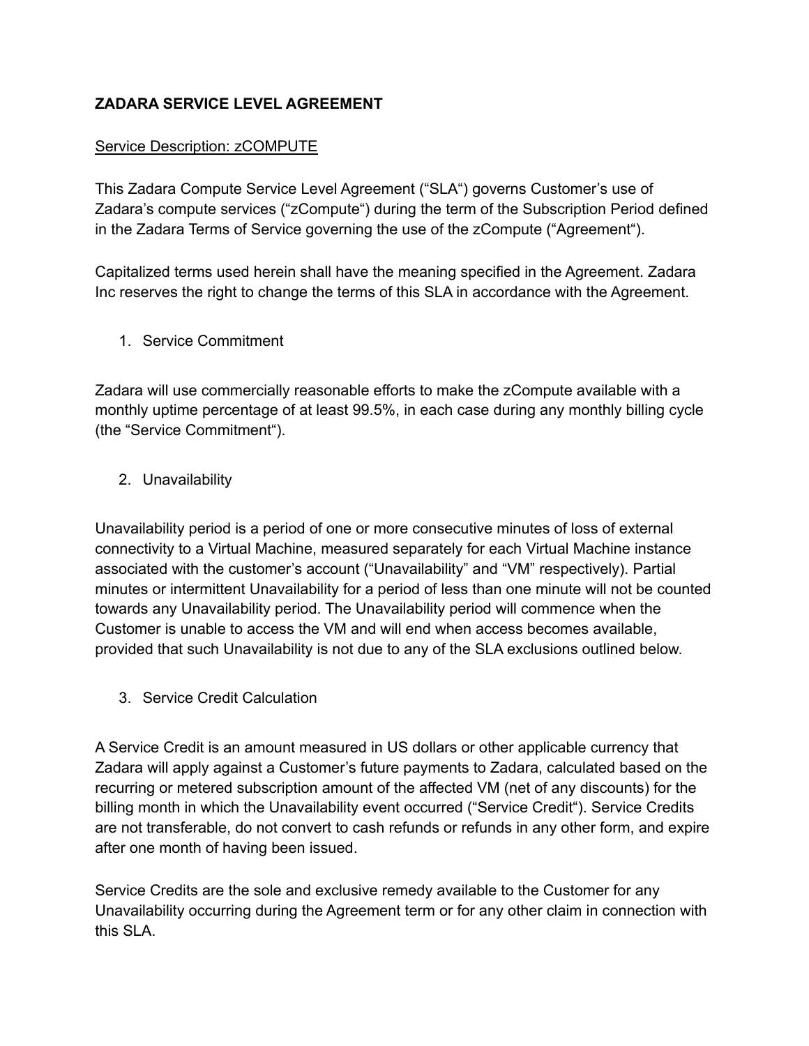**ZADARA SERVICE LEVEL AGREEMENT**

Service Description: zCOMPUTE

This Zadara Compute Service Level Agreement ("SLA") governs Customer's use of Zadara's compute services ("zCompute") during the term of the Subscription Period defined in the Zadara Terms of Service governing the use of the zCompute ("Agreement").

Capitalized terms used herein shall have the meaning specified in the Agreement. Zadara Inc reserves the right to change the terms of this SLA in accordance with the Agreement.

1. Service Commitment

Zadara will use commercially reasonable efforts to make the zCompute available with a monthly uptime percentage of at least 99.5%, in each case during any monthly billing cycle (the "Service Commitment").

2. Unavailability

Unavailability period is a period of one or more consecutive minutes of loss of external connectivity to a Virtual Machine, measured separately for each Virtual Machine instance associated with the customer's account ("Unavailability" and "VM" respectively). Partial minutes or intermittent Unavailability for a period of less than one minute will not be counted towards any Unavailability period. The Unavailability period will commence when the Customer is unable to access the VM and will end when access becomes available, provided that such Unavailability is not due to any of the SLA exclusions outlined below.

3. Service Credit Calculation

A Service Credit is an amount measured in US dollars or other applicable currency that Zadara will apply against a Customer's future payments to Zadara, calculated based on the recurring or metered subscription amount of the affected VM (net of any discounts) for the billing month in which the Unavailability event occurred ("Service Credit"). Service Credits are not transferable, do not convert to cash refunds or refunds in any other form, and expire after one month of having been issued.

Service Credits are the sole and exclusive remedy available to the Customer for any Unavailability occurring during the Agreement term or for any other claim in connection with this SLA.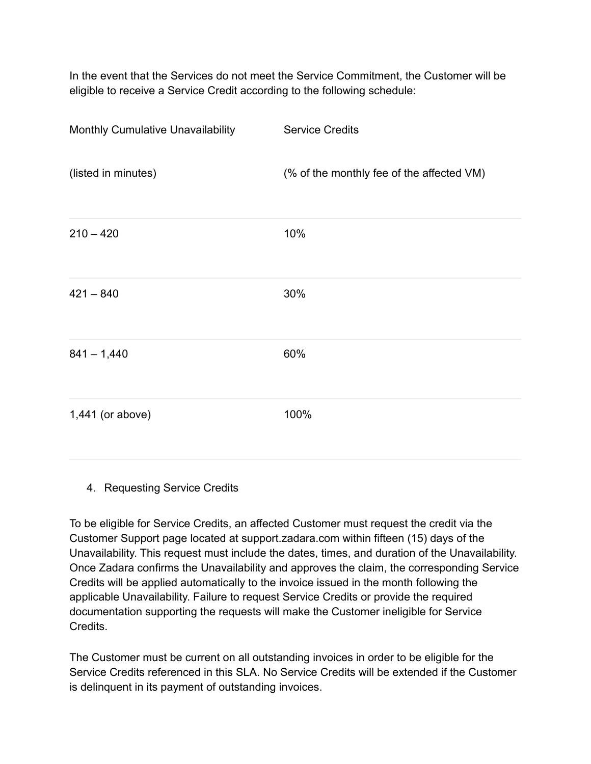In the event that the Services do not meet the Service Commitment, the Customer will be eligible to receive a Service Credit according to the following schedule:

| Monthly Cumulative Unavailability (listed in minutes) | Service Credits (% of the monthly fee of the affected VM) |
| --- | --- |
| 210 – 420 | 10% |
| 421 – 840 | 30% |
| 841 – 1,440 | 60% |
| 1,441 (or above) | 100% |

4. Requesting Service Credits

To be eligible for Service Credits, an affected Customer must request the credit via the Customer Support page located at support.zadara.com within fifteen (15) days of the Unavailability. This request must include the dates, times, and duration of the Unavailability. Once Zadara confirms the Unavailability and approves the claim, the corresponding Service Credits will be applied automatically to the invoice issued in the month following the applicable Unavailability. Failure to request Service Credits or provide the required documentation supporting the requests will make the Customer ineligible for Service Credits.

The Customer must be current on all outstanding invoices in order to be eligible for the Service Credits referenced in this SLA. No Service Credits will be extended if the Customer is delinquent in its payment of outstanding invoices.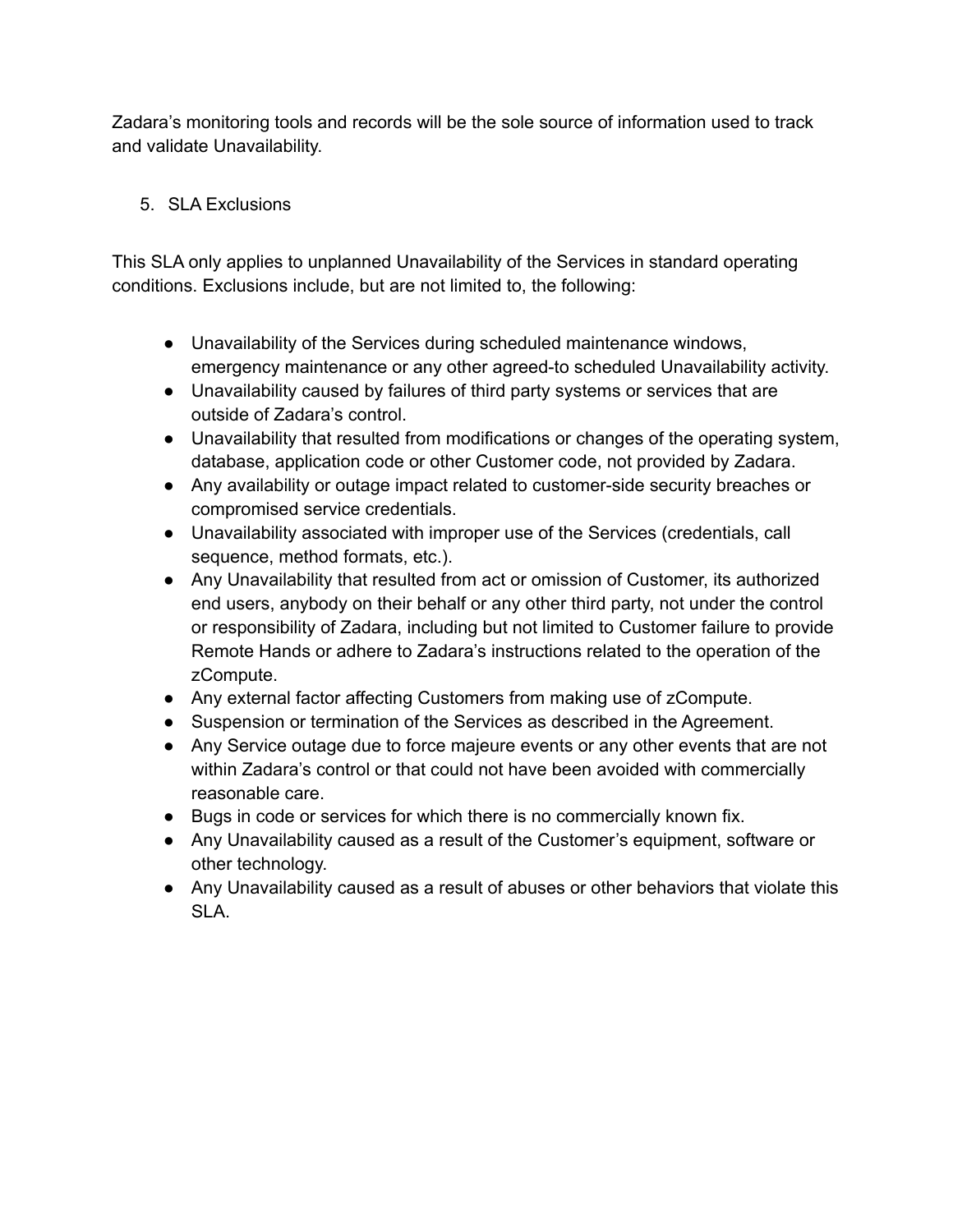Zadara's monitoring tools and records will be the sole source of information used to track and validate Unavailability.

5. SLA Exclusions

This SLA only applies to unplanned Unavailability of the Services in standard operating conditions. Exclusions include, but are not limited to, the following:

- Unavailability of the Services during scheduled maintenance windows, emergency maintenance or any other agreed-to scheduled Unavailability activity.
- Unavailability caused by failures of third party systems or services that are outside of Zadara's control.
- Unavailability that resulted from modifications or changes of the operating system, database, application code or other Customer code, not provided by Zadara.
- Any availability or outage impact related to customer-side security breaches or compromised service credentials.
- Unavailability associated with improper use of the Services (credentials, call sequence, method formats, etc.).
- Any Unavailability that resulted from act or omission of Customer, its authorized end users, anybody on their behalf or any other third party, not under the control or responsibility of Zadara, including but not limited to Customer failure to provide Remote Hands or adhere to Zadara's instructions related to the operation of the zCompute.
- Any external factor affecting Customers from making use of zCompute.
- Suspension or termination of the Services as described in the Agreement.
- Any Service outage due to force majeure events or any other events that are not within Zadara's control or that could not have been avoided with commercially reasonable care.
- Bugs in code or services for which there is no commercially known fix.
- Any Unavailability caused as a result of the Customer's equipment, software or other technology.
- Any Unavailability caused as a result of abuses or other behaviors that violate this SLA.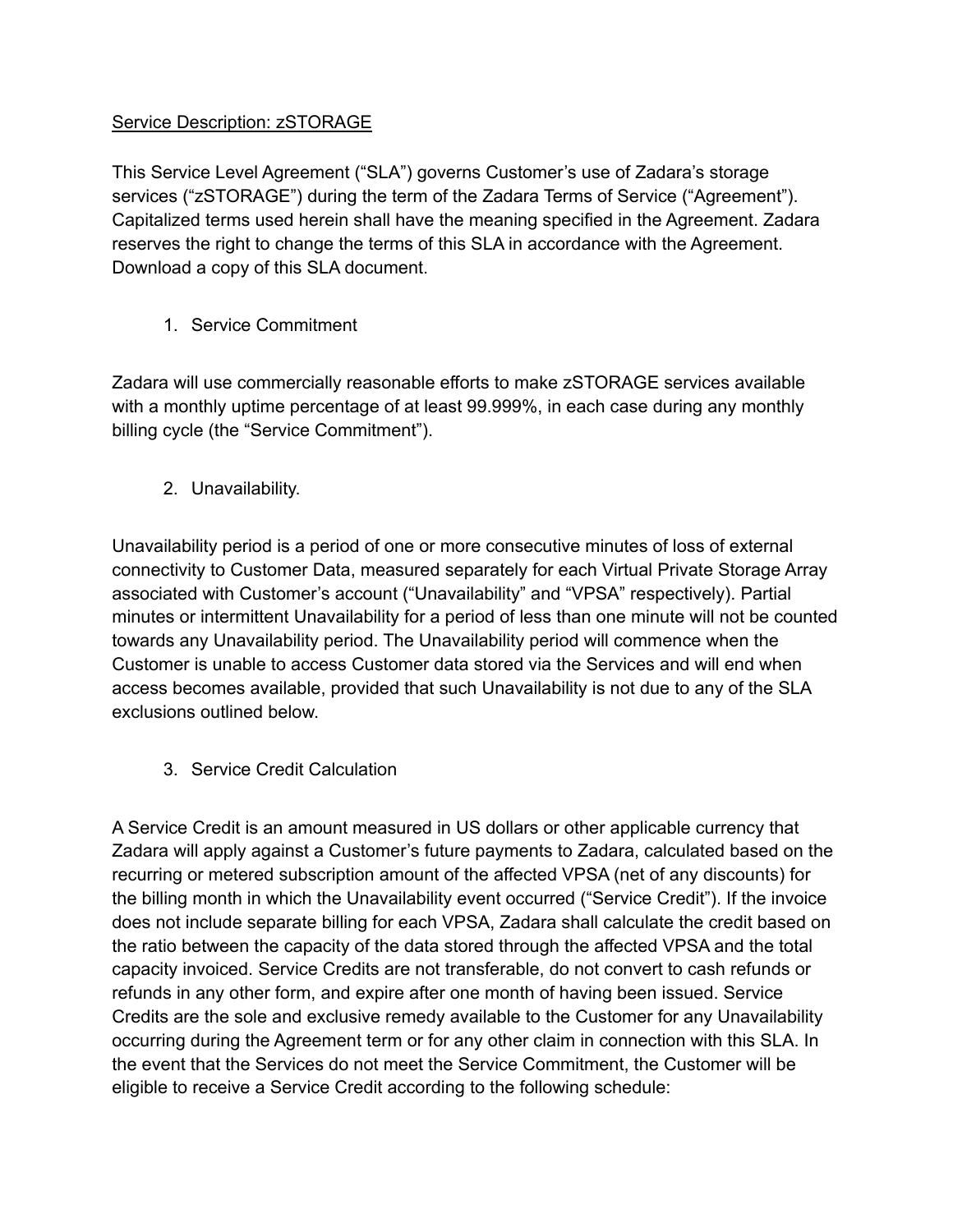Service Description: zSTORAGE

This Service Level Agreement ("SLA") governs Customer's use of Zadara's storage services ("zSTORAGE") during the term of the Zadara Terms of Service ("Agreement"). Capitalized terms used herein shall have the meaning specified in the Agreement. Zadara reserves the right to change the terms of this SLA in accordance with the Agreement. Download a copy of this SLA document.

1. Service Commitment

Zadara will use commercially reasonable efforts to make zSTORAGE services available with a monthly uptime percentage of at least 99.999%, in each case during any monthly billing cycle (the "Service Commitment").

2. Unavailability.

Unavailability period is a period of one or more consecutive minutes of loss of external connectivity to Customer Data, measured separately for each Virtual Private Storage Array associated with Customer's account ("Unavailability" and "VPSA" respectively). Partial minutes or intermittent Unavailability for a period of less than one minute will not be counted towards any Unavailability period. The Unavailability period will commence when the Customer is unable to access Customer data stored via the Services and will end when access becomes available, provided that such Unavailability is not due to any of the SLA exclusions outlined below.

3. Service Credit Calculation

A Service Credit is an amount measured in US dollars or other applicable currency that Zadara will apply against a Customer's future payments to Zadara, calculated based on the recurring or metered subscription amount of the affected VPSA (net of any discounts) for the billing month in which the Unavailability event occurred ("Service Credit"). If the invoice does not include separate billing for each VPSA, Zadara shall calculate the credit based on the ratio between the capacity of the data stored through the affected VPSA and the total capacity invoiced. Service Credits are not transferable, do not convert to cash refunds or refunds in any other form, and expire after one month of having been issued. Service Credits are the sole and exclusive remedy available to the Customer for any Unavailability occurring during the Agreement term or for any other claim in connection with this SLA. In the event that the Services do not meet the Service Commitment, the Customer will be eligible to receive a Service Credit according to the following schedule: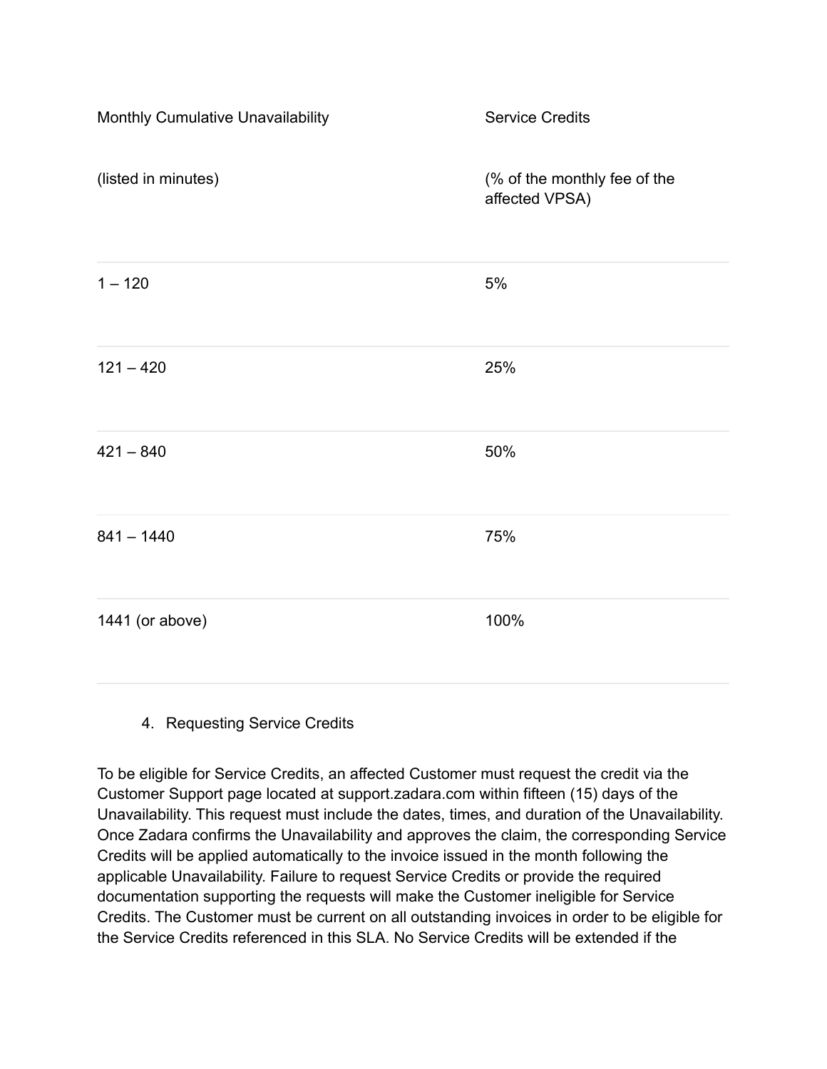| Monthly Cumulative Unavailability (listed in minutes) | Service Credits (% of the monthly fee of the affected VPSA) |
|---|---|
| 1 – 120 | 5% |
| 121 – 420 | 25% |
| 421 – 840 | 50% |
| 841 – 1440 | 75% |
| 1441 (or above) | 100% |

4. Requesting Service Credits

To be eligible for Service Credits, an affected Customer must request the credit via the Customer Support page located at support.zadara.com within fifteen (15) days of the Unavailability. This request must include the dates, times, and duration of the Unavailability. Once Zadara confirms the Unavailability and approves the claim, the corresponding Service Credits will be applied automatically to the invoice issued in the month following the applicable Unavailability. Failure to request Service Credits or provide the required documentation supporting the requests will make the Customer ineligible for Service Credits. The Customer must be current on all outstanding invoices in order to be eligible for the Service Credits referenced in this SLA. No Service Credits will be extended if the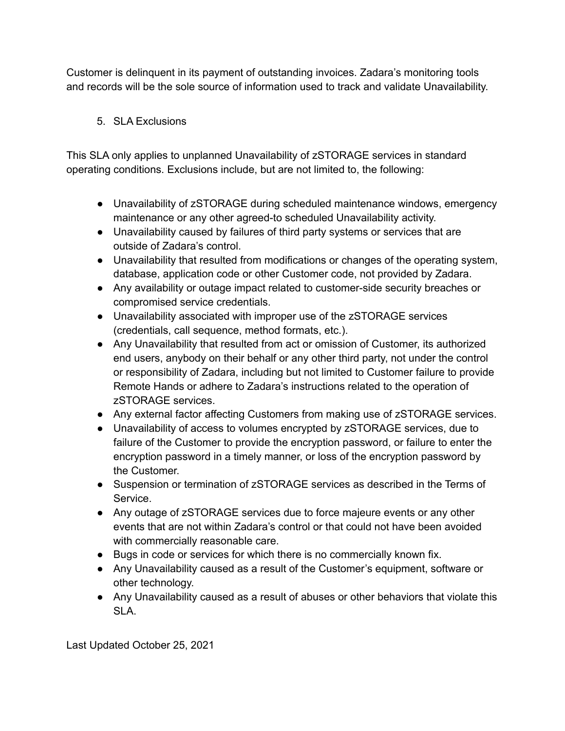Customer is delinquent in its payment of outstanding invoices. Zadara's monitoring tools and records will be the sole source of information used to track and validate Unavailability.

## 5. SLA Exclusions

This SLA only applies to unplanned Unavailability of zSTORAGE services in standard operating conditions. Exclusions include, but are not limited to, the following:

- Unavailability of zSTORAGE during scheduled maintenance windows, emergency maintenance or any other agreed-to scheduled Unavailability activity.
- Unavailability caused by failures of third party systems or services that are outside of Zadara's control.
- Unavailability that resulted from modifications or changes of the operating system, database, application code or other Customer code, not provided by Zadara.
- Any availability or outage impact related to customer-side security breaches or compromised service credentials.
- Unavailability associated with improper use of the zSTORAGE services (credentials, call sequence, method formats, etc.).
- Any Unavailability that resulted from act or omission of Customer, its authorized end users, anybody on their behalf or any other third party, not under the control or responsibility of Zadara, including but not limited to Customer failure to provide Remote Hands or adhere to Zadara's instructions related to the operation of zSTORAGE services.
- Any external factor affecting Customers from making use of zSTORAGE services.
- Unavailability of access to volumes encrypted by zSTORAGE services, due to failure of the Customer to provide the encryption password, or failure to enter the encryption password in a timely manner, or loss of the encryption password by the Customer.
- Suspension or termination of zSTORAGE services as described in the Terms of Service.
- Any outage of zSTORAGE services due to force majeure events or any other events that are not within Zadara's control or that could not have been avoided with commercially reasonable care.
- Bugs in code or services for which there is no commercially known fix.
- Any Unavailability caused as a result of the Customer's equipment, software or other technology.
- Any Unavailability caused as a result of abuses or other behaviors that violate this SLA.

Last Updated October 25, 2021